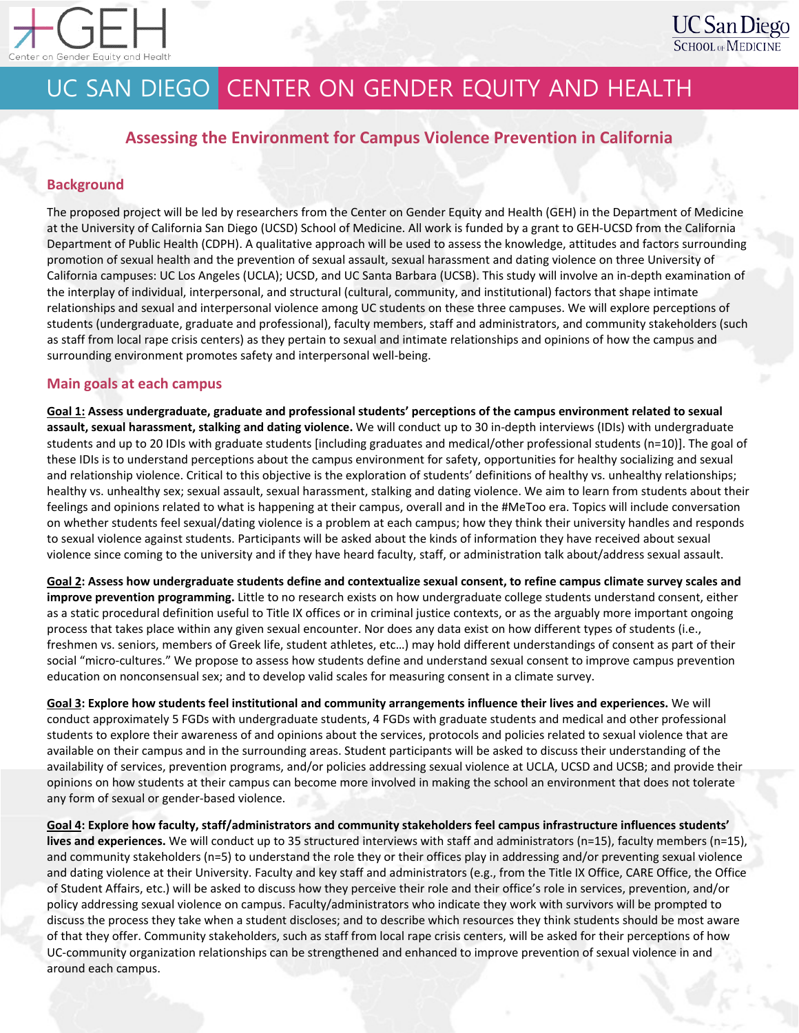# UC SAN DIEGO CENTER ON GENDER EQUITY AND HEALTH

## Assessing the Environment for Campus Violence Prevention in California

### Background

The proposed project will be led by researchers from the Center on Gender Equity and Health (GEH) in the Department of Medicine at the University of California San Diego (UCSD) School of Medicine. All work is funded by a grant to GEH-UCSD from the California Department of Public Health (CDPH). A qualitative approach will be used to assess the knowledge, attitudes and factors surrounding promotion of sexual health and the prevention of sexual assault, sexual harassment and dating violence on three University of California campuses: UC Los Angeles (UCLA); UCSD, and UC Santa Barbara (UCSB). This study will involve an in-depth examination of the interplay of individual, interpersonal, and structural (cultural, community, and institutional) factors that shape intimate relationships and sexual and interpersonal violence among UC students on these three campuses. We will explore perceptions of students (undergraduate, graduate and professional), faculty members, staff and administrators, and community stakeholders (such as staff from local rape crisis centers) as they pertain to sexual and intimate relationships and opinions of how the campus and surrounding environment promotes safety and interpersonal well-being.

### Main goals at each campus

**Goal 1: Assess undergraduate, graduate and professional students' perceptions of the campus environment related to sexual assault, sexual harassment, stalking and dating violence.** We will conduct up to 30 in-depth interviews (IDIs) with undergraduate students and up to 20 IDIs with graduate students [including graduates and medical/other professional students (n=10)]. The goal of these IDIs is to understand perceptions about the campus environment for safety, opportunities for healthy socializing and sexual and relationship violence. Critical to this objective is the exploration of students' definitions of healthy vs. unhealthy relationships; healthy vs. unhealthy sex; sexual assault, sexual harassment, stalking and dating violence. We aim to learn from students about their feelings and opinions related to what is happening at their campus, overall and in the #MeToo era. Topics will include conversation on whether students feel sexual/dating violence is a problem at each campus; how they think their university handles and responds to sexual violence against students. Participants will be asked about the kinds of information they have received about sexual violence since coming to the university and if they have heard faculty, staff, or administration talk about/address sexual assault.

**Goal 2: Assess how undergraduate students define and contextualize sexual consent, to refine campus climate survey scales and improve prevention programming.** Little to no research exists on how undergraduate college students understand consent, either as a static procedural definition useful to Title IX offices or in criminal justice contexts, or as the arguably more important ongoing process that takes place within any given sexual encounter. Nor does any data exist on how different types of students (i.e., freshmen vs. seniors, members of Greek life, student athletes, etc…) may hold different understandings of consent as part of their social "micro-cultures." We propose to assess how students define and understand sexual consent to improve campus prevention education on nonconsensual sex; and to develop valid scales for measuring consent in a climate survey.

**Goal 3: Explore how students feel institutional and community arrangements influence their lives and experiences.** We will conduct approximately 5 FGDs with undergraduate students, 4 FGDs with graduate students and medical and other professional students to explore their awareness of and opinions about the services, protocols and policies related to sexual violence that are available on their campus and in the surrounding areas. Student participants will be asked to discuss their understanding of the availability of services, prevention programs, and/or policies addressing sexual violence at UCLA, UCSD and UCSB; and provide their opinions on how students at their campus can become more involved in making the school an environment that does not tolerate any form of sexual or gender-based violence.

**Goal 4: Explore how faculty, staff/administrators and community stakeholders feel campus infrastructure influences students' lives and experiences.** We will conduct up to 35 structured interviews with staff and administrators (n=15), faculty members (n=15), and community stakeholders (n=5) to understand the role they or their offices play in addressing and/or preventing sexual violence and dating violence at their University. Faculty and key staff and administrators (e.g., from the Title IX Office, CARE Office, the Office of Student Affairs, etc.) will be asked to discuss how they perceive their role and their office's role in services, prevention, and/or policy addressing sexual violence on campus. Faculty/administrators who indicate they work with survivors will be prompted to discuss the process they take when a student discloses; and to describe which resources they think students should be most aware of that they offer. Community stakeholders, such as staff from local rape crisis centers, will be asked for their perceptions of how UC-community organization relationships can be strengthened and enhanced to improve prevention of sexual violence in and around each campus.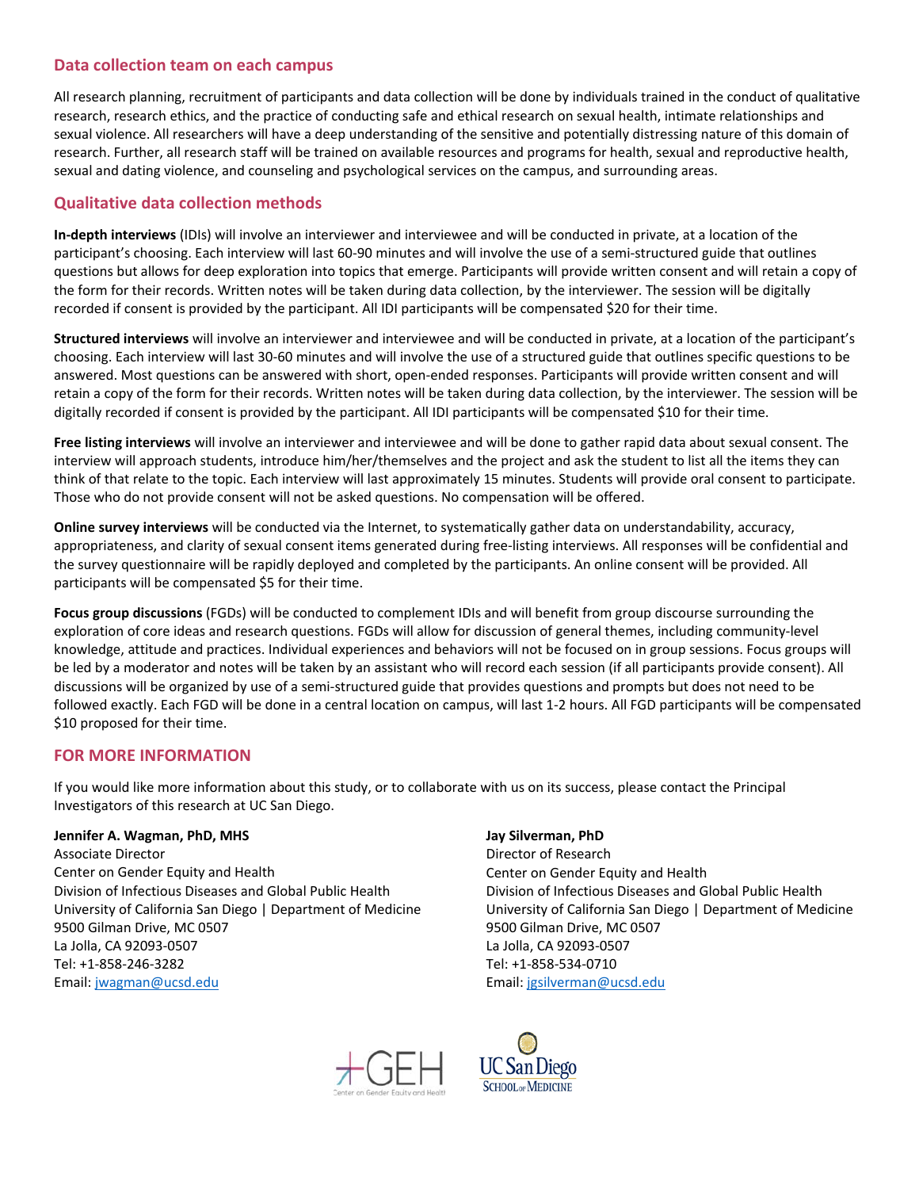## Data collection team on each campus

All research planning, recruitment of participants and data collection will be done by individuals trained in the conduct of qualitative research, research ethics, and the practice of conducting safe and ethical research on sexual health, intimate relationships and sexual violence. All researchers will have a deep understanding of the sensitive and potentially distressing nature of this domain of research. Further, all research staff will be trained on available resources and programs for health, sexual and reproductive health, sexual and dating violence, and counseling and psychological services on the campus, and surrounding areas.

## Qualitative data collection methods

**In-depth interviews** (IDIs) will involve an interviewer and interviewee and will be conducted in private, at a location of the participant's choosing. Each interview will last 60-90 minutes and will involve the use of a semi-structured guide that outlines questions but allows for deep exploration into topics that emerge. Participants will provide written consent and will retain a copy of the form for their records. Written notes will be taken during data collection, by the interviewer. The session will be digitally recorded if consent is provided by the participant. All IDI participants will be compensated $20 for their time.

**Structured interviews** will involve an interviewer and interviewee and will be conducted in private, at a location of the participant's choosing. Each interview will last 30-60 minutes and will involve the use of a structured guide that outlines specific questions to be answered. Most questions can be answered with short, open-ended responses. Participants will provide written consent and will retain a copy of the form for their records. Written notes will be taken during data collection, by the interviewer. The session will be digitally recorded if consent is provided by the participant. All IDI participants will be compensated $10 for their time.

**Free listing interviews** will involve an interviewer and interviewee and will be done to gather rapid data about sexual consent. The interview will approach students, introduce him/her/themselves and the project and ask the student to list all the items they can think of that relate to the topic. Each interview will last approximately 15 minutes. Students will provide oral consent to participate. Those who do not provide consent will not be asked questions. No compensation will be offered.

**Online survey interviews** will be conducted via the Internet, to systematically gather data on understandability, accuracy, appropriateness, and clarity of sexual consent items generated during free-listing interviews. All responses will be confidential and the survey questionnaire will be rapidly deployed and completed by the participants. An online consent will be provided. All participants will be compensated $5 for their time.

**Focus group discussions** (FGDs) will be conducted to complement IDIs and will benefit from group discourse surrounding the exploration of core ideas and research questions. FGDs will allow for discussion of general themes, including community-level knowledge, attitude and practices. Individual experiences and behaviors will not be focused on in group sessions. Focus groups will be led by a moderator and notes will be taken by an assistant who will record each session (if all participants provide consent). All discussions will be organized by use of a semi-structured guide that provides questions and prompts but does not need to be followed exactly. Each FGD will be done in a central location on campus, will last 1-2 hours. All FGD participants will be compensated $10 proposed for their time.

## FOR MORE INFORMATION

If you would like more information about this study, or to collaborate with us on its success, please contact the Principal Investigators of this research at UC San Diego.

**Jennifer A. Wagman, PhD, MHS**
Associate Director
Center on Gender Equity and Health
Division of Infectious Diseases and Global Public Health
University of California San Diego | Department of Medicine
9500 Gilman Drive, MC 0507
La Jolla, CA 92093-0507
Tel: +1-858-246-3282
Email: jwagman@ucsd.edu

**Jay Silverman, PhD**
Director of Research
Center on Gender Equity and Health
Division of Infectious Diseases and Global Public Health
University of California San Diego | Department of Medicine
9500 Gilman Drive, MC 0507
La Jolla, CA 92093-0507
Tel: +1-858-534-0710
Email: jgsilverman@ucsd.edu

GEH Center on Gender Equity and Health

UC San Diego School of Medicine